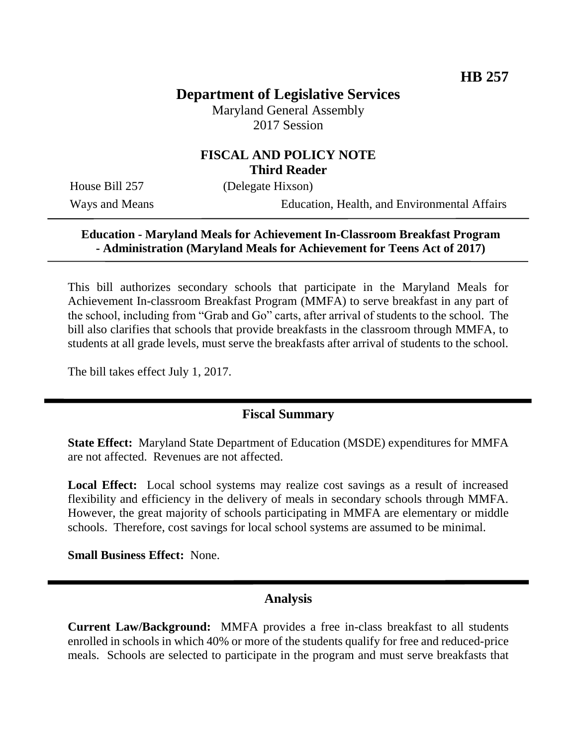**HB 257**

# Department of Legislative Services

Maryland General Assembly
2017 Session

## FISCAL AND POLICY NOTE
**Third Reader**

House Bill 257 (Delegate Hixson)

Ways and Means Education, Health, and Environmental Affairs

---

**Education - Maryland Meals for Achievement In-Classroom Breakfast Program - Administration (Maryland Meals for Achievement for Teens Act of 2017)**

---

This bill authorizes secondary schools that participate in the Maryland Meals for Achievement In-classroom Breakfast Program (MMFA) to serve breakfast in any part of the school, including from "Grab and Go" carts, after arrival of students to the school. The bill also clarifies that schools that provide breakfasts in the classroom through MMFA, to students at all grade levels, must serve the breakfasts after arrival of students to the school.

The bill takes effect July 1, 2017.

---

## Fiscal Summary

**State Effect:** Maryland State Department of Education (MSDE) expenditures for MMFA are not affected. Revenues are not affected.

**Local Effect:** Local school systems may realize cost savings as a result of increased flexibility and efficiency in the delivery of meals in secondary schools through MMFA. However, the great majority of schools participating in MMFA are elementary or middle schools. Therefore, cost savings for local school systems are assumed to be minimal.

**Small Business Effect:** None.

---

## Analysis

**Current Law/Background:** MMFA provides a free in-class breakfast to all students enrolled in schools in which 40% or more of the students qualify for free and reduced-price meals. Schools are selected to participate in the program and must serve breakfasts that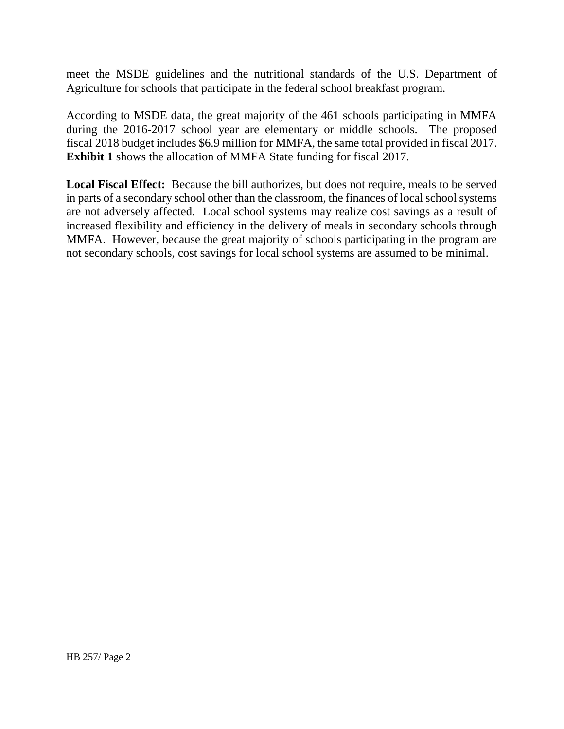meet the MSDE guidelines and the nutritional standards of the U.S. Department of Agriculture for schools that participate in the federal school breakfast program.

According to MSDE data, the great majority of the 461 schools participating in MMFA during the 2016-2017 school year are elementary or middle schools. The proposed fiscal 2018 budget includes $6.9 million for MMFA, the same total provided in fiscal 2017. **Exhibit 1** shows the allocation of MMFA State funding for fiscal 2017.

**Local Fiscal Effect:** Because the bill authorizes, but does not require, meals to be served in parts of a secondary school other than the classroom, the finances of local school systems are not adversely affected. Local school systems may realize cost savings as a result of increased flexibility and efficiency in the delivery of meals in secondary schools through MMFA. However, because the great majority of schools participating in the program are not secondary schools, cost savings for local school systems are assumed to be minimal.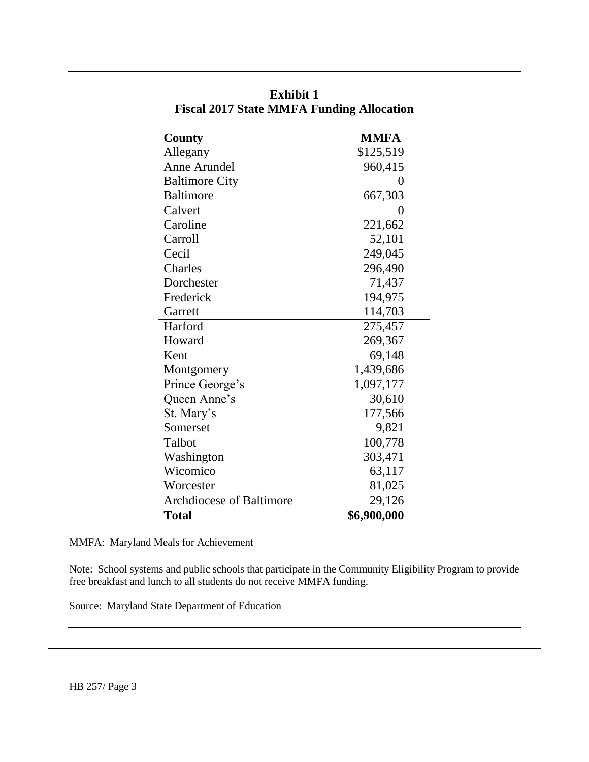**Exhibit 1**
**Fiscal 2017 State MMFA Funding Allocation**

| County | MMFA |
|---|---|
| Allegany | $125,519 |
| Anne Arundel | 960,415 |
| Baltimore City | 0 |
| Baltimore | 667,303 |
| Calvert | 0 |
| Caroline | 221,662 |
| Carroll | 52,101 |
| Cecil | 249,045 |
| Charles | 296,490 |
| Dorchester | 71,437 |
| Frederick | 194,975 |
| Garrett | 114,703 |
| Harford | 275,457 |
| Howard | 269,367 |
| Kent | 69,148 |
| Montgomery | 1,439,686 |
| Prince George's | 1,097,177 |
| Queen Anne's | 30,610 |
| St. Mary's | 177,566 |
| Somerset | 9,821 |
| Talbot | 100,778 |
| Washington | 303,471 |
| Wicomico | 63,117 |
| Worcester | 81,025 |
| Archdiocese of Baltimore | 29,126 |
| **Total** | **$6,900,000** |

MMFA: Maryland Meals for Achievement

Note: School systems and public schools that participate in the Community Eligibility Program to provide free breakfast and lunch to all students do not receive MMFA funding.

Source: Maryland State Department of Education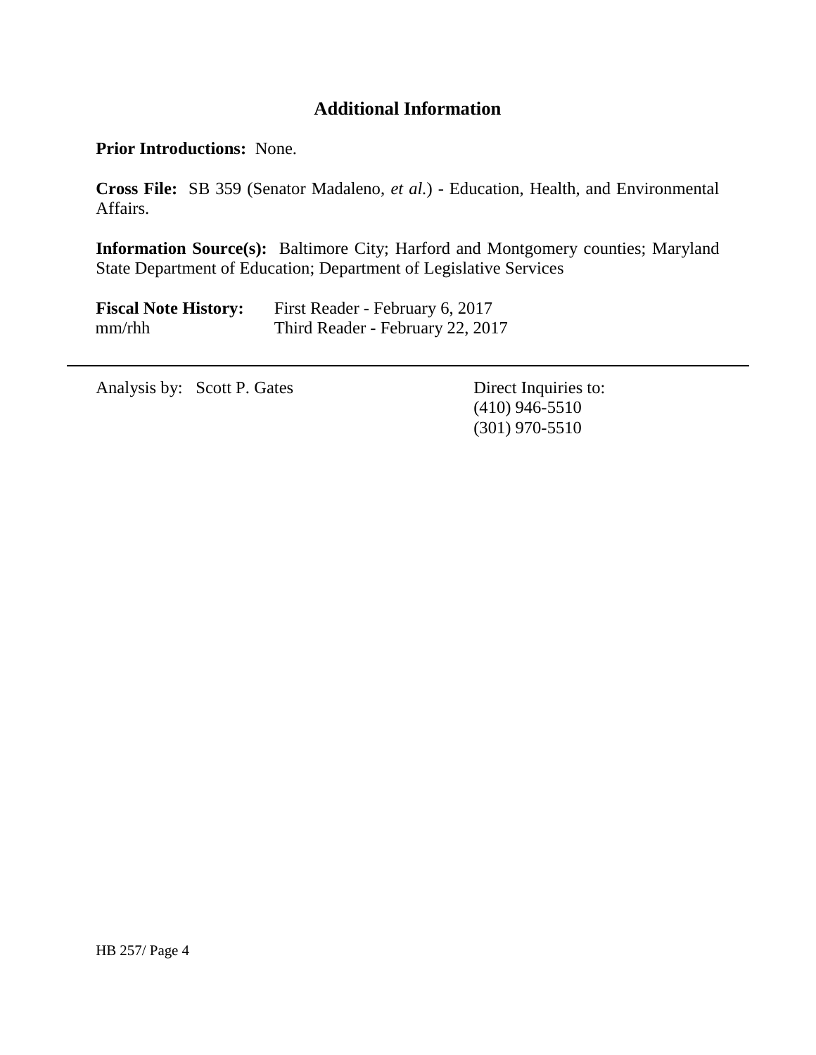## Additional Information

**Prior Introductions:** None.

**Cross File:** SB 359 (Senator Madaleno, *et al.*) - Education, Health, and Environmental Affairs.

**Information Source(s):** Baltimore City; Harford and Montgomery counties; Maryland State Department of Education; Department of Legislative Services

| | |
|---|---|
| **Fiscal Note History:** | First Reader - February 6, 2017 |
| mm/rhh | Third Reader - February 22, 2017 |

---

Analysis by: Scott P. Gates

Direct Inquiries to:
(410) 946-5510
(301) 970-5510